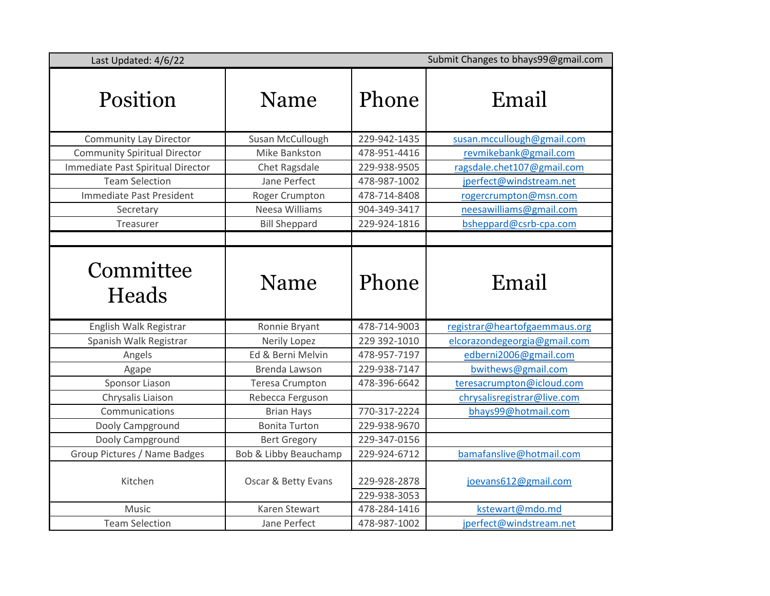Last Updated: 4/6/22 — Submit Changes to bhays99@gmail.com

| Position | Name | Phone | Email |
|---|---|---|---|
| Community Lay Director | Susan McCullough | 229-942-1435 | susan.mccullough@gmail.com |
| Community Spiritual Director | Mike Bankston | 478-951-4416 | revmikebank@gmail.com |
| Immediate Past Spiritual Director | Chet Ragsdale | 229-938-9505 | ragsdale.chet107@gmail.com |
| Team Selection | Jane Perfect | 478-987-1002 | jperfect@windstream.net |
| Immediate Past President | Roger Crumpton | 478-714-8408 | rogercrumpton@msn.com |
| Secretary | Neesa Williams | 904-349-3417 | neesawilliams@gmail.com |
| Treasurer | Bill Sheppard | 229-924-1816 | bsheppard@csrb-cpa.com |

| Committee Heads | Name | Phone | Email |
|---|---|---|---|
| English Walk Registrar | Ronnie Bryant | 478-714-9003 | registrar@heartofgaemmaus.org |
| Spanish Walk Registrar | Nerily Lopez | 229 392-1010 | elcorazondegeorgia@gmail.com |
| Angels | Ed & Berni Melvin | 478-957-7197 | edberni2006@gmail.com |
| Agape | Brenda Lawson | 229-938-7147 | bwithews@gmail.com |
| Sponsor Liason | Teresa Crumpton | 478-396-6642 | teresacrumpton@icloud.com |
| Chrysalis Liaison | Rebecca Ferguson | | chrysalisregistrar@live.com |
| Communications | Brian Hays | 770-317-2224 | bhays99@hotmail.com |
| Dooly Campground | Bonita Turton | 229-938-9670 | |
| Dooly Campground | Bert Gregory | 229-347-0156 | |
| Group Pictures / Name Badges | Bob & Libby Beauchamp | 229-924-6712 | bamafanslive@hotmail.com |
| Kitchen | Oscar & Betty Evans | 229-928-2878<br>229-938-3053 | joevans612@gmail.com |
| Music | Karen Stewart | 478-284-1416 | kstewart@mdo.md |
| Team Selection | Jane Perfect | 478-987-1002 | jperfect@windstream.net |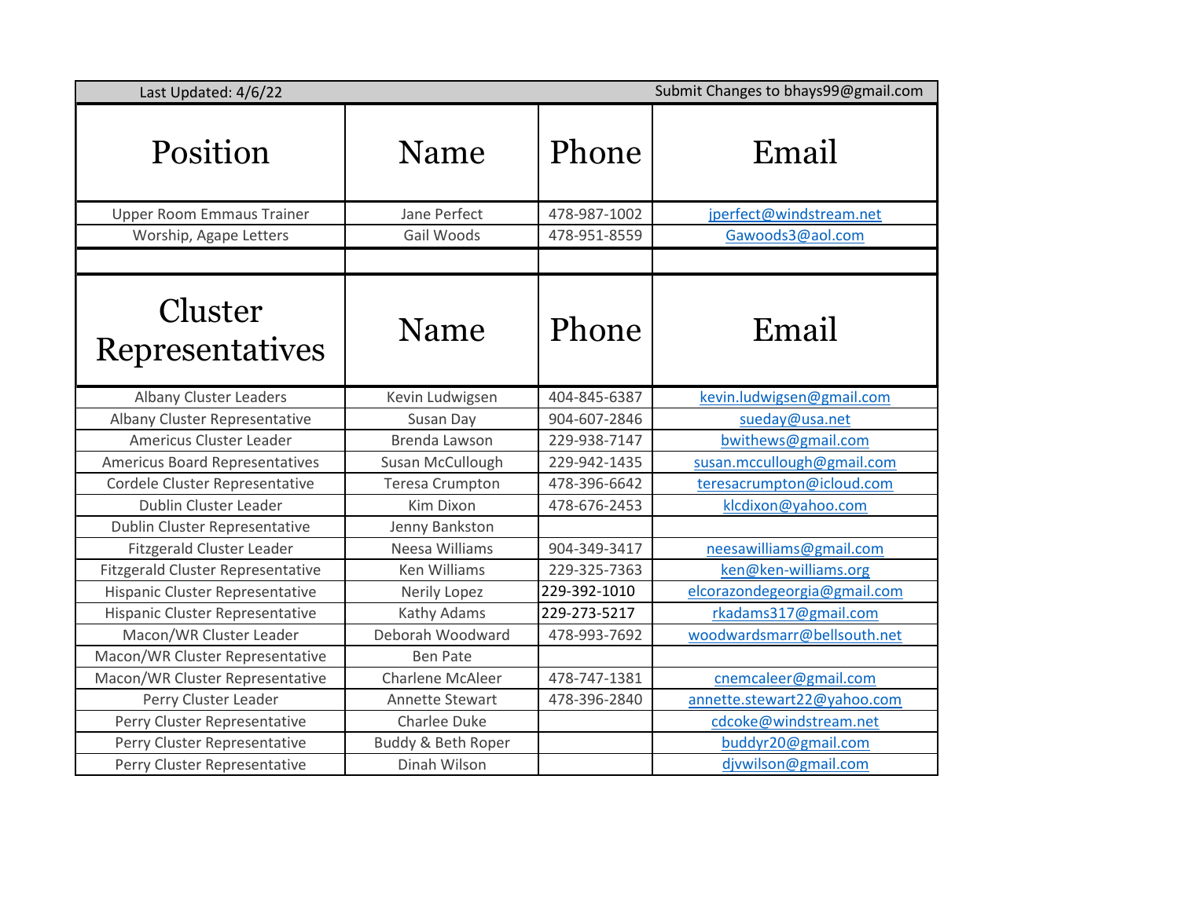| Last Updated: 4/6/22 | | | Submit Changes to bhays99@gmail.com |
|---|---|---|---|
| **Position** | **Name** | **Phone** | **Email** |
| Upper Room Emmaus Trainer | Jane Perfect | 478-987-1002 | jperfect@windstream.net |
| Worship, Agape Letters | Gail Woods | 478-951-8559 | Gawoods3@aol.com |
| | | | |
| **Cluster Representatives** | **Name** | **Phone** | **Email** |
| Albany Cluster Leaders | Kevin Ludwigsen | 404-845-6387 | kevin.ludwigsen@gmail.com |
| Albany Cluster Representative | Susan Day | 904-607-2846 | sueday@usa.net |
| Americus Cluster Leader | Brenda Lawson | 229-938-7147 | bwithews@gmail.com |
| Americus Board Representatives | Susan McCullough | 229-942-1435 | susan.mccullough@gmail.com |
| Cordele Cluster Representative | Teresa Crumpton | 478-396-6642 | teresacrumpton@icloud.com |
| Dublin Cluster Leader | Kim Dixon | 478-676-2453 | klcdixon@yahoo.com |
| Dublin Cluster Representative | Jenny Bankston | | |
| Fitzgerald Cluster Leader | Neesa Williams | 904-349-3417 | neesawilliams@gmail.com |
| Fitzgerald Cluster Representative | Ken Williams | 229-325-7363 | ken@ken-williams.org |
| Hispanic Cluster Representative | Nerily Lopez | 229-392-1010 | elcorazondegeorgia@gmail.com |
| Hispanic Cluster Representative | Kathy Adams | 229-273-5217 | rkadams317@gmail.com |
| Macon/WR Cluster Leader | Deborah Woodward | 478-993-7692 | woodwardsmarr@bellsouth.net |
| Macon/WR Cluster Representative | Ben Pate | | |
| Macon/WR Cluster Representative | Charlene McAleer | 478-747-1381 | cnemcaleer@gmail.com |
| Perry Cluster Leader | Annette Stewart | 478-396-2840 | annette.stewart22@yahoo.com |
| Perry Cluster Representative | Charlee Duke | | cdcoke@windstream.net |
| Perry Cluster Representative | Buddy & Beth Roper | | buddyr20@gmail.com |
| Perry Cluster Representative | Dinah Wilson | | djvwilson@gmail.com |